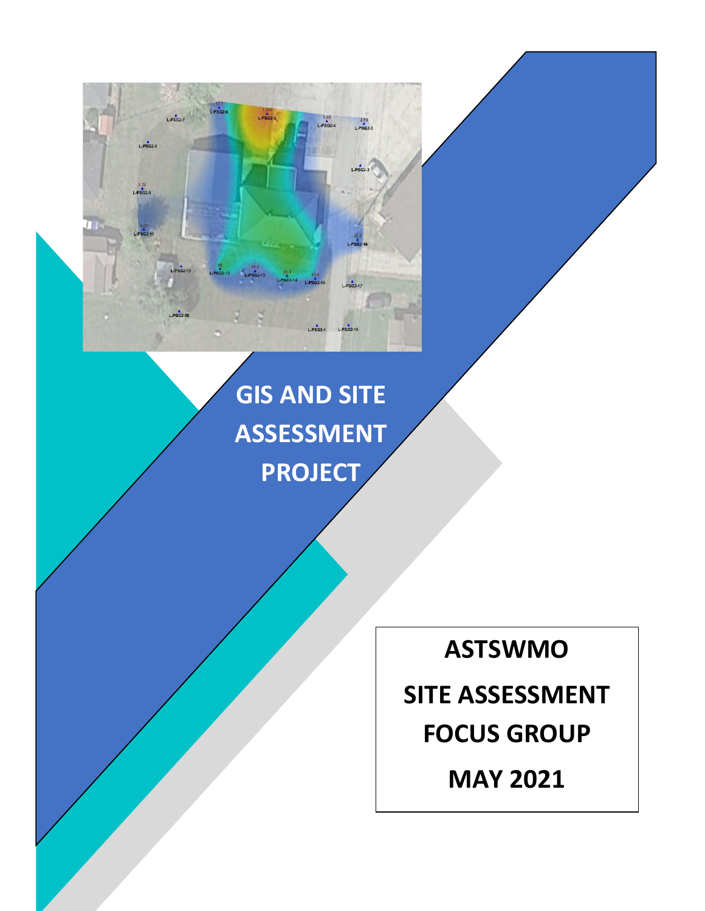# GIS AND SITE ASSESSMENT PROJECT

**ASTSWMO**

**SITE ASSESSMENT FOCUS GROUP**

**MAY 2021**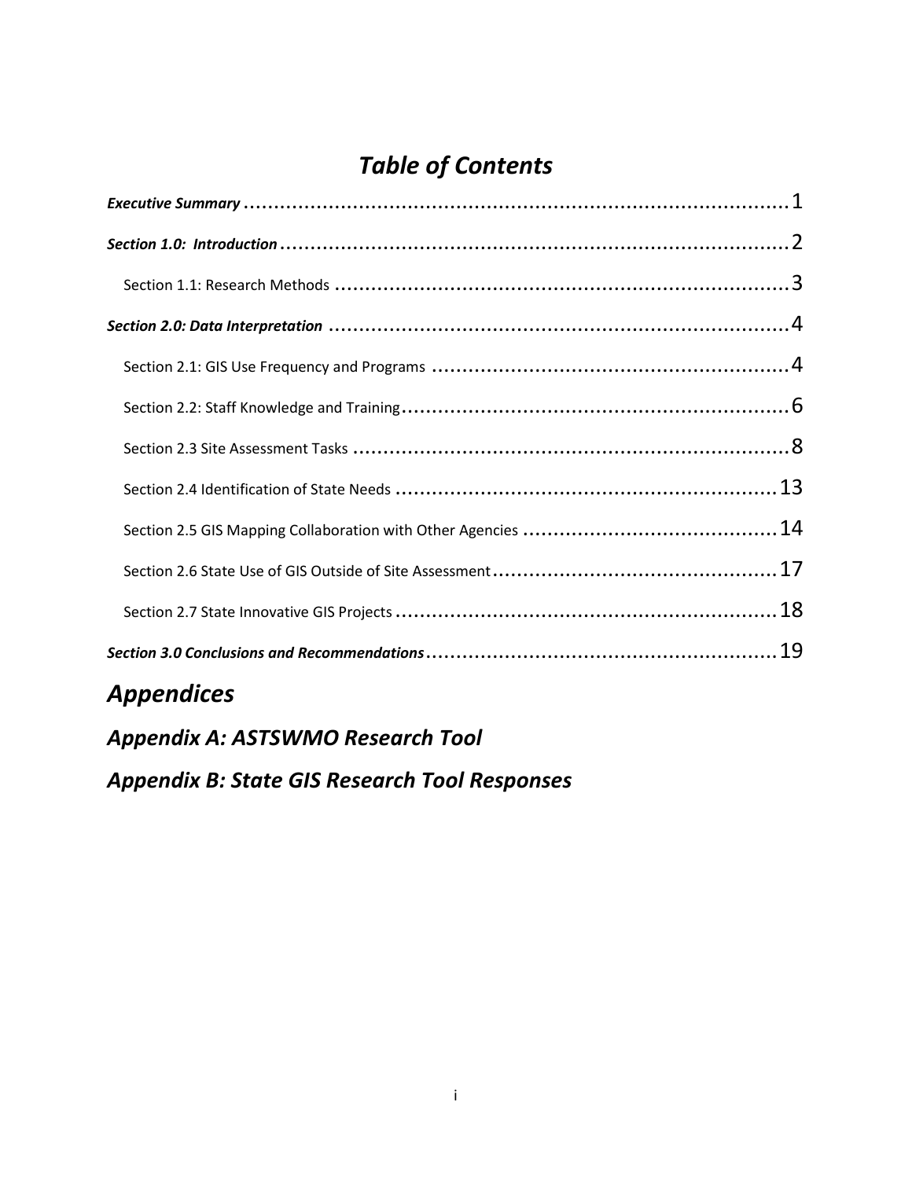# *Table of Contents*

***Executive Summary*** ........................................................................................ 1

***Section 1.0: Introduction*** ................................................................................ 2

Section 1.1: Research Methods ........................................................................ 3

***Section 2.0: Data Interpretation*** ........................................................................ 4

Section 2.1: GIS Use Frequency and Programs ................................................... 4

Section 2.2: Staff Knowledge and Training ......................................................... 6

Section 2.3 Site Assessment Tasks ................................................................... 8

Section 2.4 Identification of State Needs ......................................................... 13

Section 2.5 GIS Mapping Collaboration with Other Agencies ............................... 14

Section 2.6 State Use of GIS Outside of Site Assessment ...................................... 17

Section 2.7 State Innovative GIS Projects ......................................................... 18

***Section 3.0 Conclusions and Recommendations*** ............................................... 19

## *Appendices*

### *Appendix A: ASTSWMO Research Tool*

### *Appendix B: State GIS Research Tool Responses*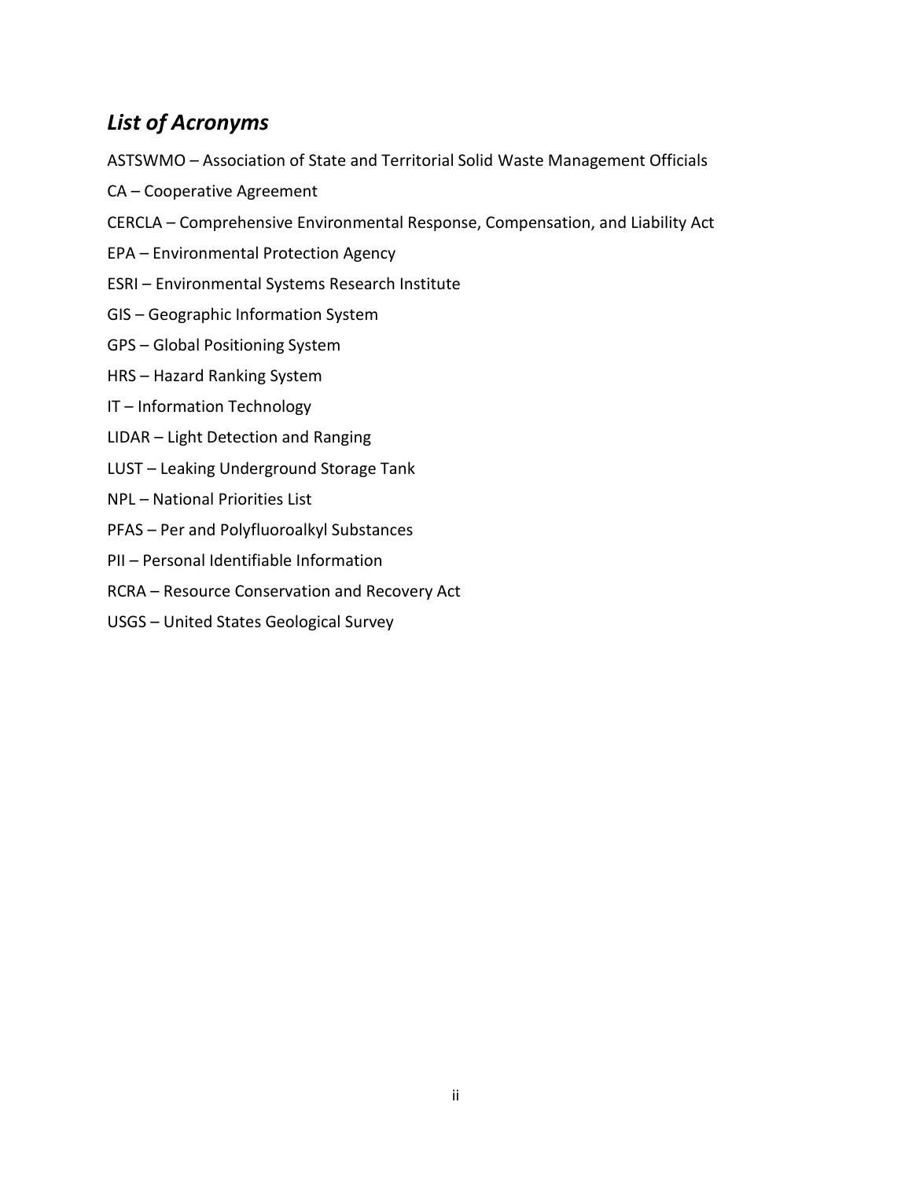## *List of Acronyms*

ASTSWMO – Association of State and Territorial Solid Waste Management Officials

CA – Cooperative Agreement

CERCLA – Comprehensive Environmental Response, Compensation, and Liability Act

EPA – Environmental Protection Agency

ESRI – Environmental Systems Research Institute

GIS – Geographic Information System

GPS – Global Positioning System

HRS – Hazard Ranking System

IT – Information Technology

LIDAR – Light Detection and Ranging

LUST – Leaking Underground Storage Tank

NPL – National Priorities List

PFAS – Per and Polyfluoroalkyl Substances

PII – Personal Identifiable Information

RCRA – Resource Conservation and Recovery Act

USGS – United States Geological Survey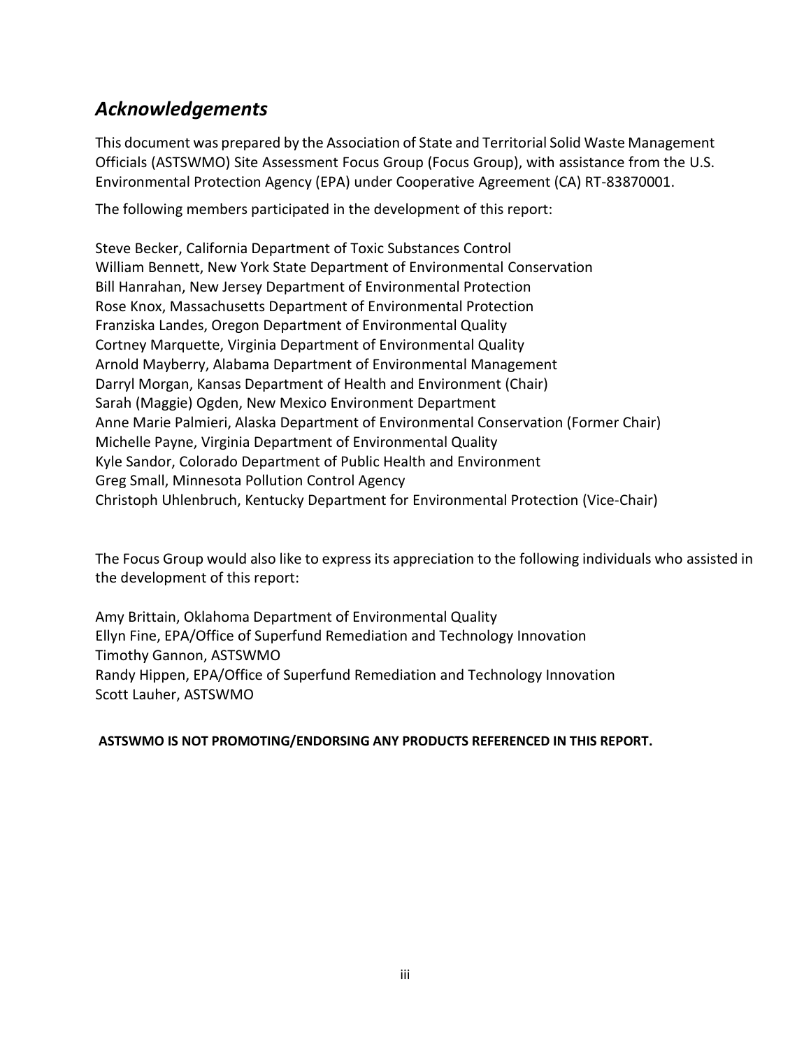## *Acknowledgements*

This document was prepared by the Association of State and Territorial Solid Waste Management Officials (ASTSWMO) Site Assessment Focus Group (Focus Group), with assistance from the U.S. Environmental Protection Agency (EPA) under Cooperative Agreement (CA) RT-83870001.

The following members participated in the development of this report:

Steve Becker, California Department of Toxic Substances Control
William Bennett, New York State Department of Environmental Conservation
Bill Hanrahan, New Jersey Department of Environmental Protection
Rose Knox, Massachusetts Department of Environmental Protection
Franziska Landes, Oregon Department of Environmental Quality
Cortney Marquette, Virginia Department of Environmental Quality
Arnold Mayberry, Alabama Department of Environmental Management
Darryl Morgan, Kansas Department of Health and Environment (Chair)
Sarah (Maggie) Ogden, New Mexico Environment Department
Anne Marie Palmieri, Alaska Department of Environmental Conservation (Former Chair)
Michelle Payne, Virginia Department of Environmental Quality
Kyle Sandor, Colorado Department of Public Health and Environment
Greg Small, Minnesota Pollution Control Agency
Christoph Uhlenbruch, Kentucky Department for Environmental Protection (Vice-Chair)

The Focus Group would also like to express its appreciation to the following individuals who assisted in the development of this report:

Amy Brittain, Oklahoma Department of Environmental Quality
Ellyn Fine, EPA/Office of Superfund Remediation and Technology Innovation
Timothy Gannon, ASTSWMO
Randy Hippen, EPA/Office of Superfund Remediation and Technology Innovation
Scott Lauher, ASTSWMO

**ASTSWMO IS NOT PROMOTING/ENDORSING ANY PRODUCTS REFERENCED IN THIS REPORT.**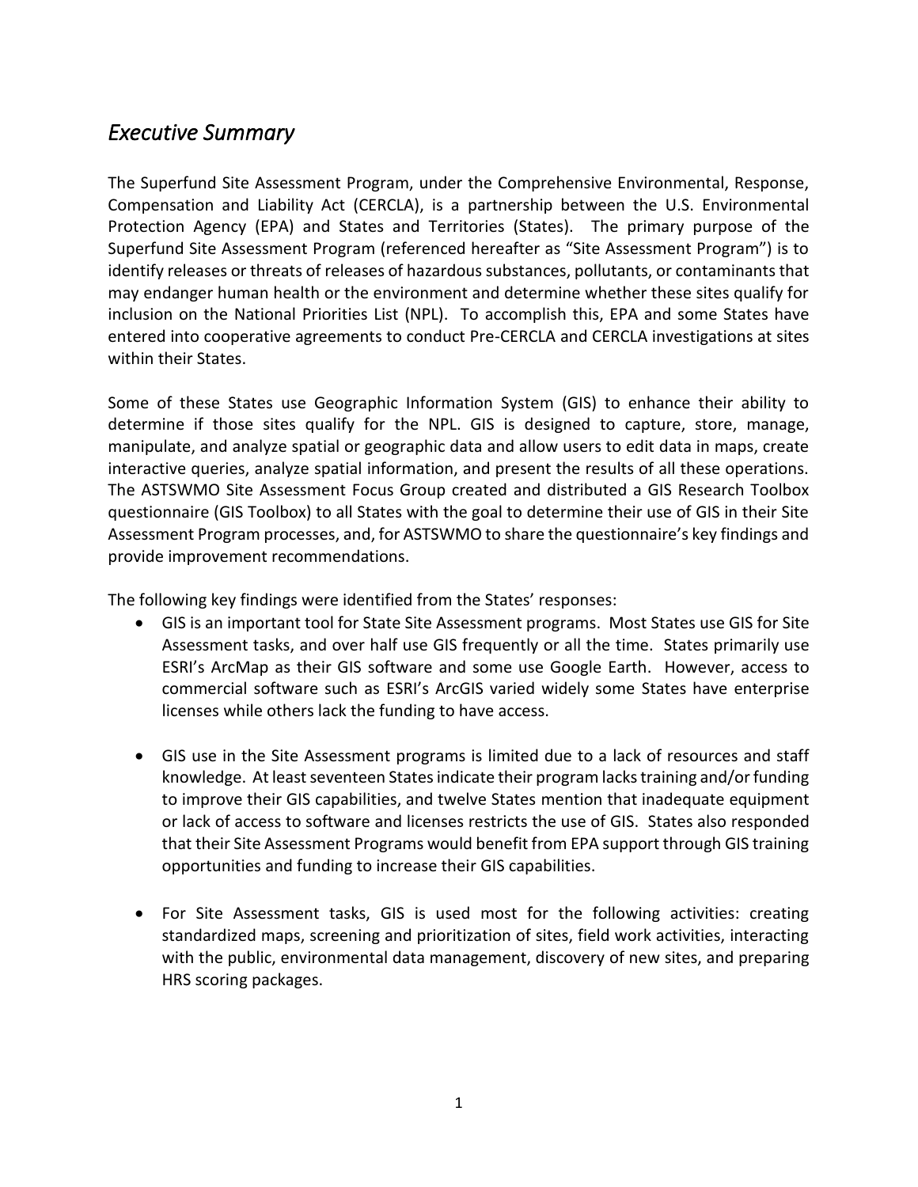## *Executive Summary*

The Superfund Site Assessment Program, under the Comprehensive Environmental, Response, Compensation and Liability Act (CERCLA), is a partnership between the U.S. Environmental Protection Agency (EPA) and States and Territories (States). The primary purpose of the Superfund Site Assessment Program (referenced hereafter as "Site Assessment Program") is to identify releases or threats of releases of hazardous substances, pollutants, or contaminants that may endanger human health or the environment and determine whether these sites qualify for inclusion on the National Priorities List (NPL). To accomplish this, EPA and some States have entered into cooperative agreements to conduct Pre-CERCLA and CERCLA investigations at sites within their States.

Some of these States use Geographic Information System (GIS) to enhance their ability to determine if those sites qualify for the NPL. GIS is designed to capture, store, manage, manipulate, and analyze spatial or geographic data and allow users to edit data in maps, create interactive queries, analyze spatial information, and present the results of all these operations. The ASTSWMO Site Assessment Focus Group created and distributed a GIS Research Toolbox questionnaire (GIS Toolbox) to all States with the goal to determine their use of GIS in their Site Assessment Program processes, and, for ASTSWMO to share the questionnaire's key findings and provide improvement recommendations.

The following key findings were identified from the States' responses:

- GIS is an important tool for State Site Assessment programs. Most States use GIS for Site Assessment tasks, and over half use GIS frequently or all the time. States primarily use ESRI's ArcMap as their GIS software and some use Google Earth. However, access to commercial software such as ESRI's ArcGIS varied widely some States have enterprise licenses while others lack the funding to have access.

- GIS use in the Site Assessment programs is limited due to a lack of resources and staff knowledge. At least seventeen States indicate their program lacks training and/or funding to improve their GIS capabilities, and twelve States mention that inadequate equipment or lack of access to software and licenses restricts the use of GIS. States also responded that their Site Assessment Programs would benefit from EPA support through GIS training opportunities and funding to increase their GIS capabilities.

- For Site Assessment tasks, GIS is used most for the following activities: creating standardized maps, screening and prioritization of sites, field work activities, interacting with the public, environmental data management, discovery of new sites, and preparing HRS scoring packages.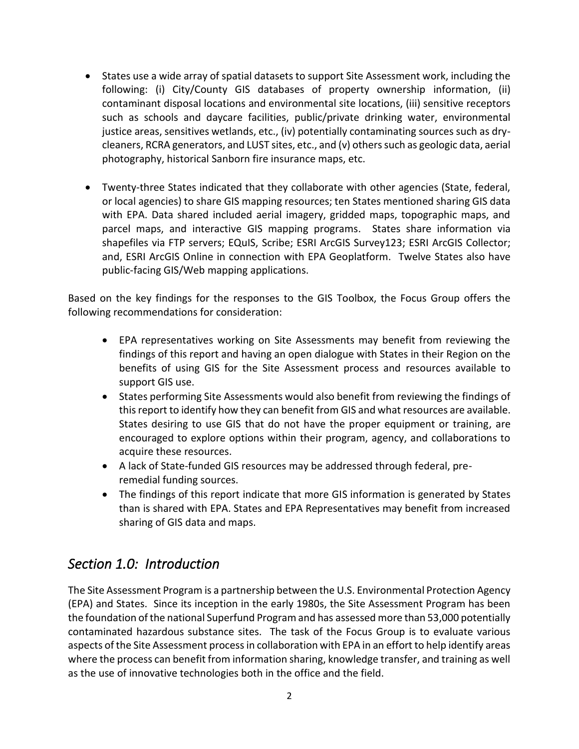- States use a wide array of spatial datasets to support Site Assessment work, including the following: (i) City/County GIS databases of property ownership information, (ii) contaminant disposal locations and environmental site locations, (iii) sensitive receptors such as schools and daycare facilities, public/private drinking water, environmental justice areas, sensitives wetlands, etc., (iv) potentially contaminating sources such as dry-cleaners, RCRA generators, and LUST sites, etc., and (v) others such as geologic data, aerial photography, historical Sanborn fire insurance maps, etc.

- Twenty-three States indicated that they collaborate with other agencies (State, federal, or local agencies) to share GIS mapping resources; ten States mentioned sharing GIS data with EPA. Data shared included aerial imagery, gridded maps, topographic maps, and parcel maps, and interactive GIS mapping programs. States share information via shapefiles via FTP servers; EQuIS, Scribe; ESRI ArcGIS Survey123; ESRI ArcGIS Collector; and, ESRI ArcGIS Online in connection with EPA Geoplatform. Twelve States also have public-facing GIS/Web mapping applications.

Based on the key findings for the responses to the GIS Toolbox, the Focus Group offers the following recommendations for consideration:

- EPA representatives working on Site Assessments may benefit from reviewing the findings of this report and having an open dialogue with States in their Region on the benefits of using GIS for the Site Assessment process and resources available to support GIS use.
- States performing Site Assessments would also benefit from reviewing the findings of this report to identify how they can benefit from GIS and what resources are available. States desiring to use GIS that do not have the proper equipment or training, are encouraged to explore options within their program, agency, and collaborations to acquire these resources.
- A lack of State-funded GIS resources may be addressed through federal, pre-remedial funding sources.
- The findings of this report indicate that more GIS information is generated by States than is shared with EPA. States and EPA Representatives may benefit from increased sharing of GIS data and maps.

## *Section 1.0: Introduction*

The Site Assessment Program is a partnership between the U.S. Environmental Protection Agency (EPA) and States. Since its inception in the early 1980s, the Site Assessment Program has been the foundation of the national Superfund Program and has assessed more than 53,000 potentially contaminated hazardous substance sites. The task of the Focus Group is to evaluate various aspects of the Site Assessment process in collaboration with EPA in an effort to help identify areas where the process can benefit from information sharing, knowledge transfer, and training as well as the use of innovative technologies both in the office and the field.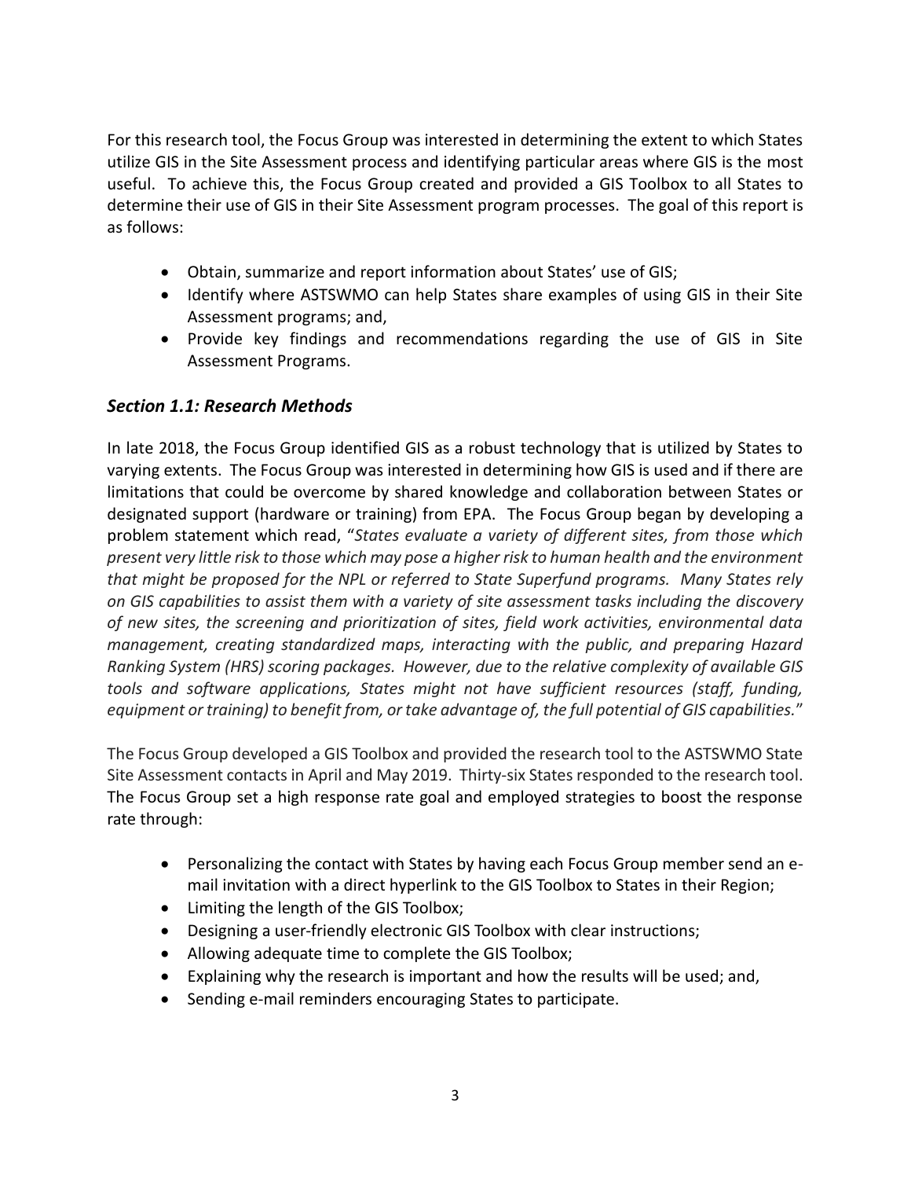For this research tool, the Focus Group was interested in determining the extent to which States utilize GIS in the Site Assessment process and identifying particular areas where GIS is the most useful. To achieve this, the Focus Group created and provided a GIS Toolbox to all States to determine their use of GIS in their Site Assessment program processes. The goal of this report is as follows:

- Obtain, summarize and report information about States' use of GIS;
- Identify where ASTSWMO can help States share examples of using GIS in their Site Assessment programs; and,
- Provide key findings and recommendations regarding the use of GIS in Site Assessment Programs.

### *Section 1.1: Research Methods*

In late 2018, the Focus Group identified GIS as a robust technology that is utilized by States to varying extents. The Focus Group was interested in determining how GIS is used and if there are limitations that could be overcome by shared knowledge and collaboration between States or designated support (hardware or training) from EPA. The Focus Group began by developing a problem statement which read, "*States evaluate a variety of different sites, from those which present very little risk to those which may pose a higher risk to human health and the environment that might be proposed for the NPL or referred to State Superfund programs. Many States rely on GIS capabilities to assist them with a variety of site assessment tasks including the discovery of new sites, the screening and prioritization of sites, field work activities, environmental data management, creating standardized maps, interacting with the public, and preparing Hazard Ranking System (HRS) scoring packages. However, due to the relative complexity of available GIS tools and software applications, States might not have sufficient resources (staff, funding, equipment or training) to benefit from, or take advantage of, the full potential of GIS capabilities.*"

The Focus Group developed a GIS Toolbox and provided the research tool to the ASTSWMO State Site Assessment contacts in April and May 2019. Thirty-six States responded to the research tool. The Focus Group set a high response rate goal and employed strategies to boost the response rate through:

- Personalizing the contact with States by having each Focus Group member send an e-mail invitation with a direct hyperlink to the GIS Toolbox to States in their Region;
- Limiting the length of the GIS Toolbox;
- Designing a user-friendly electronic GIS Toolbox with clear instructions;
- Allowing adequate time to complete the GIS Toolbox;
- Explaining why the research is important and how the results will be used; and,
- Sending e-mail reminders encouraging States to participate.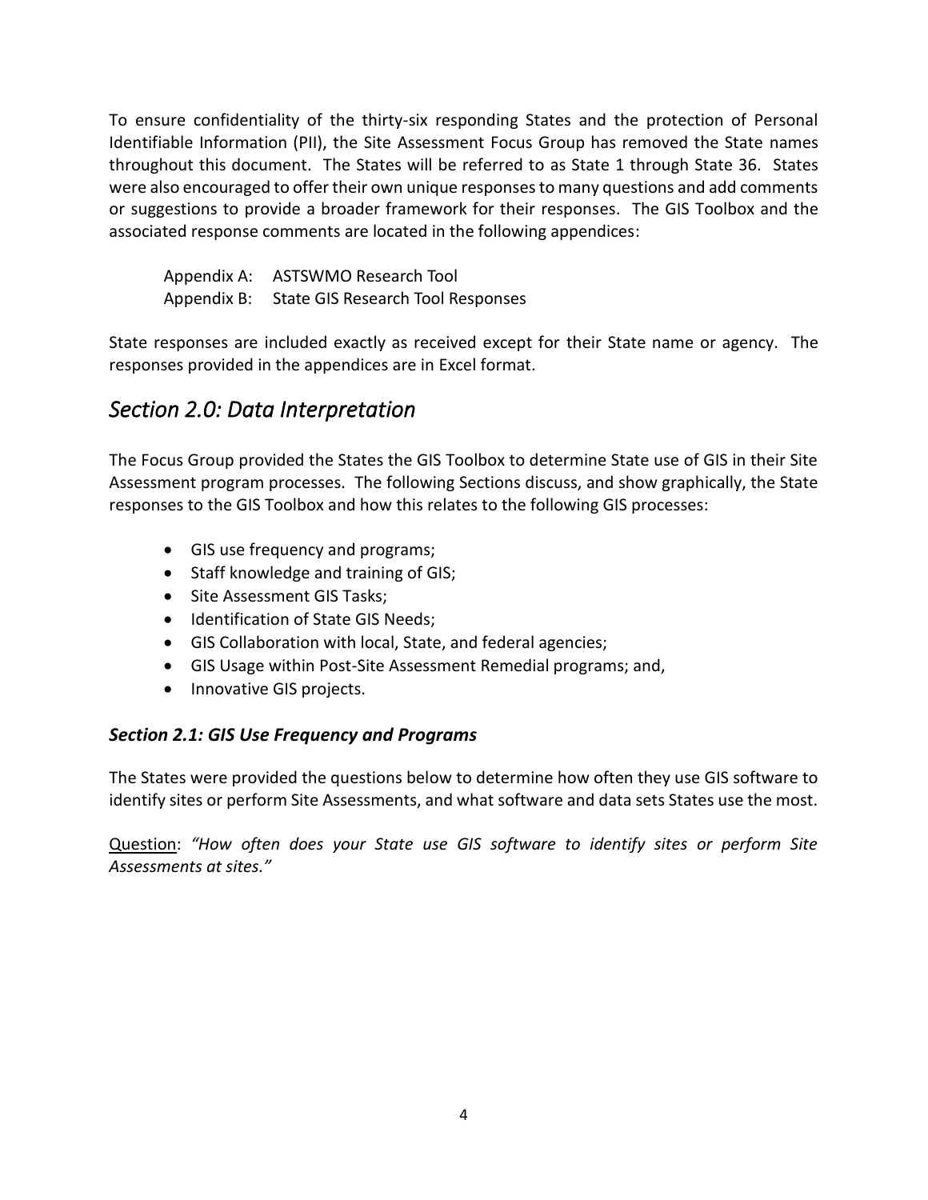To ensure confidentiality of the thirty-six responding States and the protection of Personal Identifiable Information (PII), the Site Assessment Focus Group has removed the State names throughout this document. The States will be referred to as State 1 through State 36. States were also encouraged to offer their own unique responses to many questions and add comments or suggestions to provide a broader framework for their responses. The GIS Toolbox and the associated response comments are located in the following appendices:

Appendix A: ASTSWMO Research Tool
Appendix B: State GIS Research Tool Responses

State responses are included exactly as received except for their State name or agency. The responses provided in the appendices are in Excel format.

## *Section 2.0: Data Interpretation*

The Focus Group provided the States the GIS Toolbox to determine State use of GIS in their Site Assessment program processes. The following Sections discuss, and show graphically, the State responses to the GIS Toolbox and how this relates to the following GIS processes:

- GIS use frequency and programs;
- Staff knowledge and training of GIS;
- Site Assessment GIS Tasks;
- Identification of State GIS Needs;
- GIS Collaboration with local, State, and federal agencies;
- GIS Usage within Post-Site Assessment Remedial programs; and,
- Innovative GIS projects.

### ***Section 2.1: GIS Use Frequency and Programs***

The States were provided the questions below to determine how often they use GIS software to identify sites or perform Site Assessments, and what software and data sets States use the most.

Question: *"How often does your State use GIS software to identify sites or perform Site Assessments at sites."*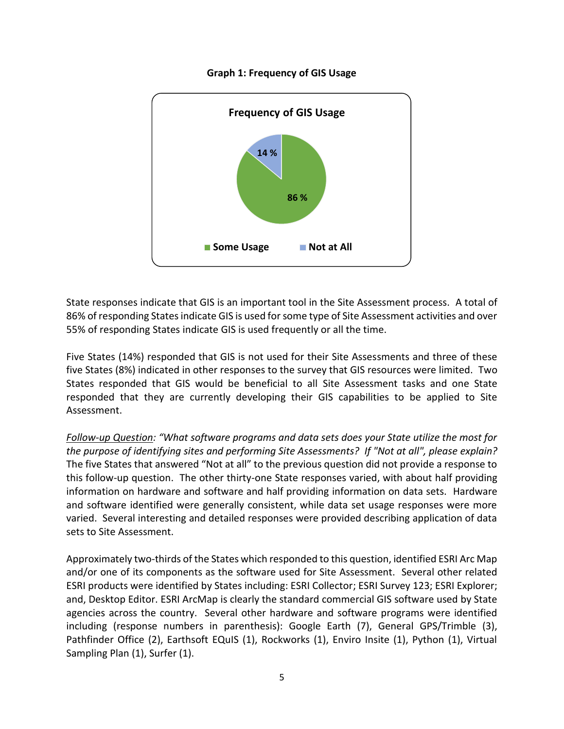**Graph 1: Frequency of GIS Usage**

State responses indicate that GIS is an important tool in the Site Assessment process. A total of 86% of responding States indicate GIS is used for some type of Site Assessment activities and over 55% of responding States indicate GIS is used frequently or all the time.

Five States (14%) responded that GIS is not used for their Site Assessments and three of these five States (8%) indicated in other responses to the survey that GIS resources were limited. Two States responded that GIS would be beneficial to all Site Assessment tasks and one State responded that they are currently developing their GIS capabilities to be applied to Site Assessment.

<u>Follow-up Question</u>: *"What software programs and data sets does your State utilize the most for the purpose of identifying sites and performing Site Assessments? If "Not at all", please explain?* The five States that answered "Not at all" to the previous question did not provide a response to this follow-up question. The other thirty-one State responses varied, with about half providing information on hardware and software and half providing information on data sets. Hardware and software identified were generally consistent, while data set usage responses were more varied. Several interesting and detailed responses were provided describing application of data sets to Site Assessment.

Approximately two-thirds of the States which responded to this question, identified ESRI Arc Map and/or one of its components as the software used for Site Assessment. Several other related ESRI products were identified by States including: ESRI Collector; ESRI Survey 123; ESRI Explorer; and, Desktop Editor. ESRI ArcMap is clearly the standard commercial GIS software used by State agencies across the country. Several other hardware and software programs were identified including (response numbers in parenthesis): Google Earth (7), General GPS/Trimble (3), Pathfinder Office (2), Earthsoft EQuIS (1), Rockworks (1), Enviro Insite (1), Python (1), Virtual Sampling Plan (1), Surfer (1).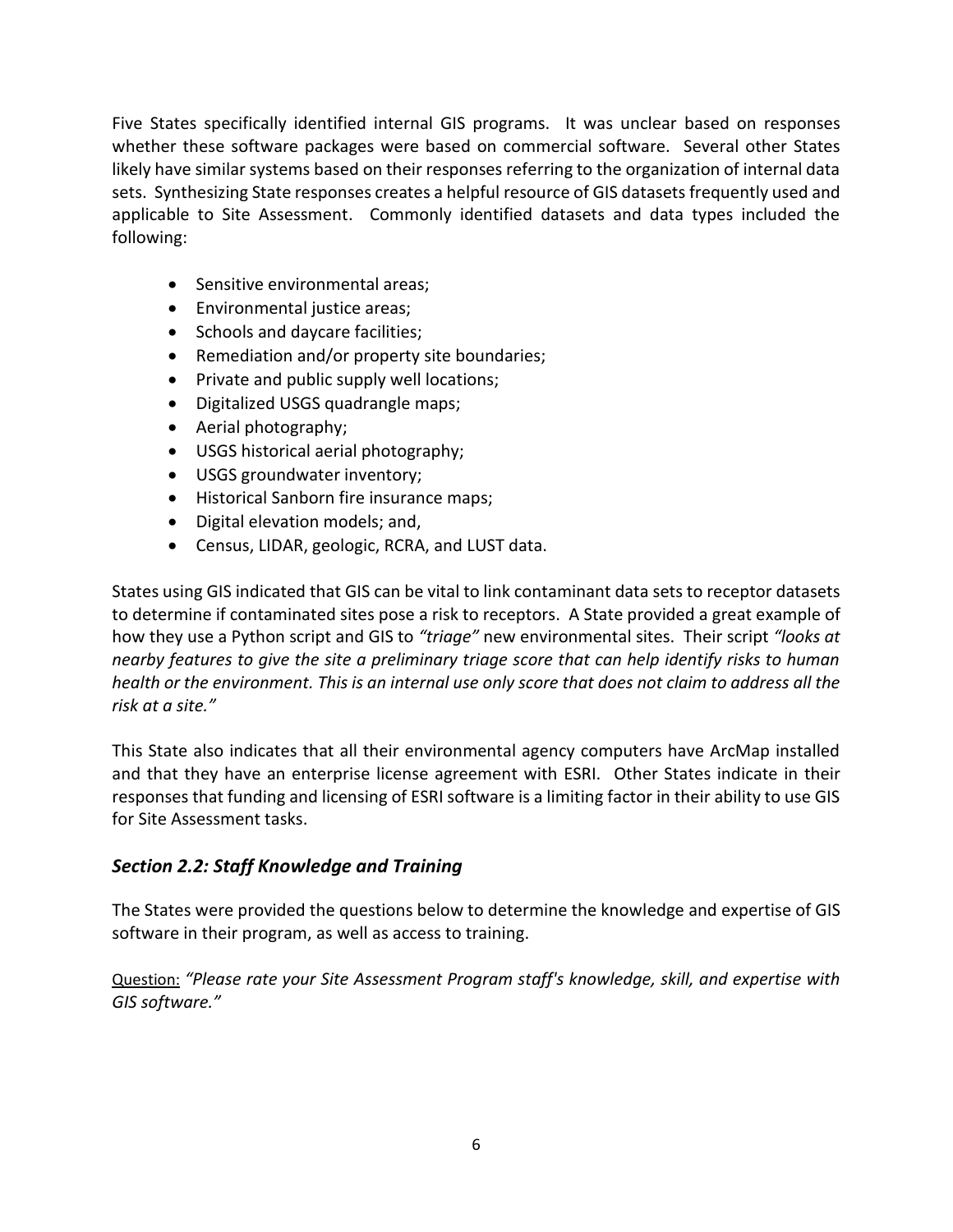Five States specifically identified internal GIS programs. It was unclear based on responses whether these software packages were based on commercial software. Several other States likely have similar systems based on their responses referring to the organization of internal data sets. Synthesizing State responses creates a helpful resource of GIS datasets frequently used and applicable to Site Assessment. Commonly identified datasets and data types included the following:

- Sensitive environmental areas;
- Environmental justice areas;
- Schools and daycare facilities;
- Remediation and/or property site boundaries;
- Private and public supply well locations;
- Digitalized USGS quadrangle maps;
- Aerial photography;
- USGS historical aerial photography;
- USGS groundwater inventory;
- Historical Sanborn fire insurance maps;
- Digital elevation models; and,
- Census, LIDAR, geologic, RCRA, and LUST data.

States using GIS indicated that GIS can be vital to link contaminant data sets to receptor datasets to determine if contaminated sites pose a risk to receptors. A State provided a great example of how they use a Python script and GIS to *"triage"* new environmental sites. Their script *"looks at nearby features to give the site a preliminary triage score that can help identify risks to human health or the environment. This is an internal use only score that does not claim to address all the risk at a site."*

This State also indicates that all their environmental agency computers have ArcMap installed and that they have an enterprise license agreement with ESRI. Other States indicate in their responses that funding and licensing of ESRI software is a limiting factor in their ability to use GIS for Site Assessment tasks.

### *Section 2.2: Staff Knowledge and Training*

The States were provided the questions below to determine the knowledge and expertise of GIS software in their program, as well as access to training.

Question: *"Please rate your Site Assessment Program staff's knowledge, skill, and expertise with GIS software."*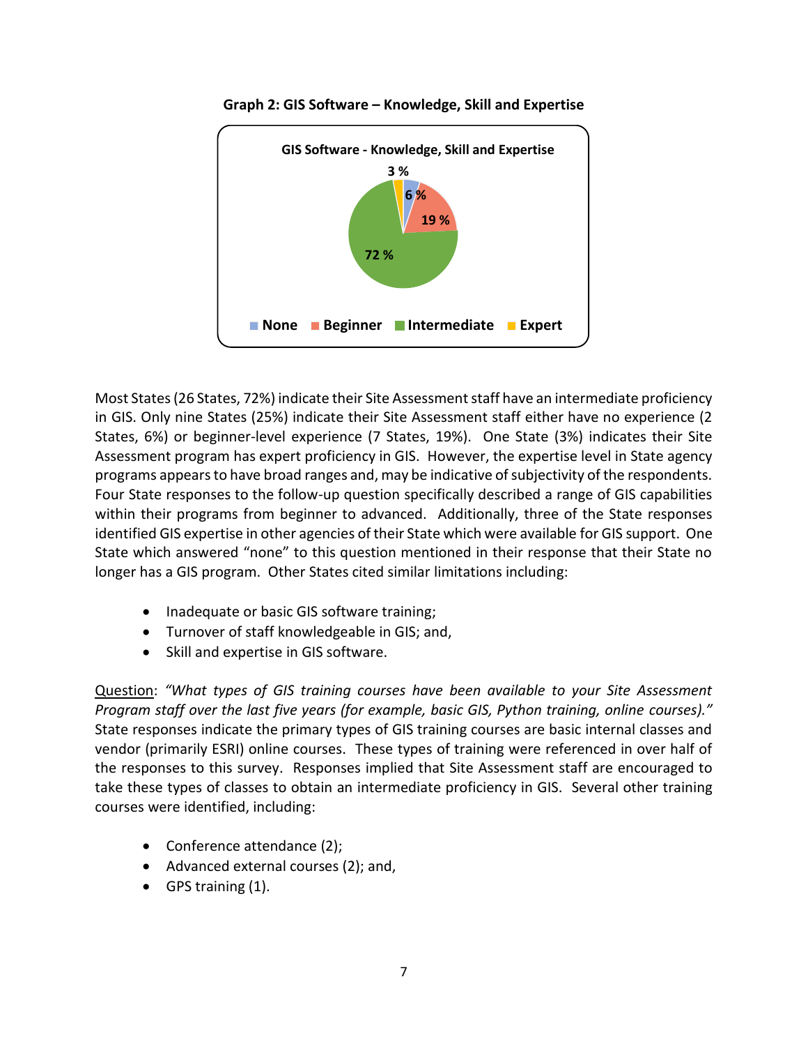**Graph 2: GIS Software – Knowledge, Skill and Expertise**

Most States (26 States, 72%) indicate their Site Assessment staff have an intermediate proficiency in GIS. Only nine States (25%) indicate their Site Assessment staff either have no experience (2 States, 6%) or beginner-level experience (7 States, 19%). One State (3%) indicates their Site Assessment program has expert proficiency in GIS. However, the expertise level in State agency programs appears to have broad ranges and, may be indicative of subjectivity of the respondents. Four State responses to the follow-up question specifically described a range of GIS capabilities within their programs from beginner to advanced. Additionally, three of the State responses identified GIS expertise in other agencies of their State which were available for GIS support. One State which answered "none" to this question mentioned in their response that their State no longer has a GIS program. Other States cited similar limitations including:

- Inadequate or basic GIS software training;
- Turnover of staff knowledgeable in GIS; and,
- Skill and expertise in GIS software.

<u>Question</u>: *"What types of GIS training courses have been available to your Site Assessment Program staff over the last five years (for example, basic GIS, Python training, online courses)."* State responses indicate the primary types of GIS training courses are basic internal classes and vendor (primarily ESRI) online courses. These types of training were referenced in over half of the responses to this survey. Responses implied that Site Assessment staff are encouraged to take these types of classes to obtain an intermediate proficiency in GIS. Several other training courses were identified, including:

- Conference attendance (2);
- Advanced external courses (2); and,
- GPS training (1).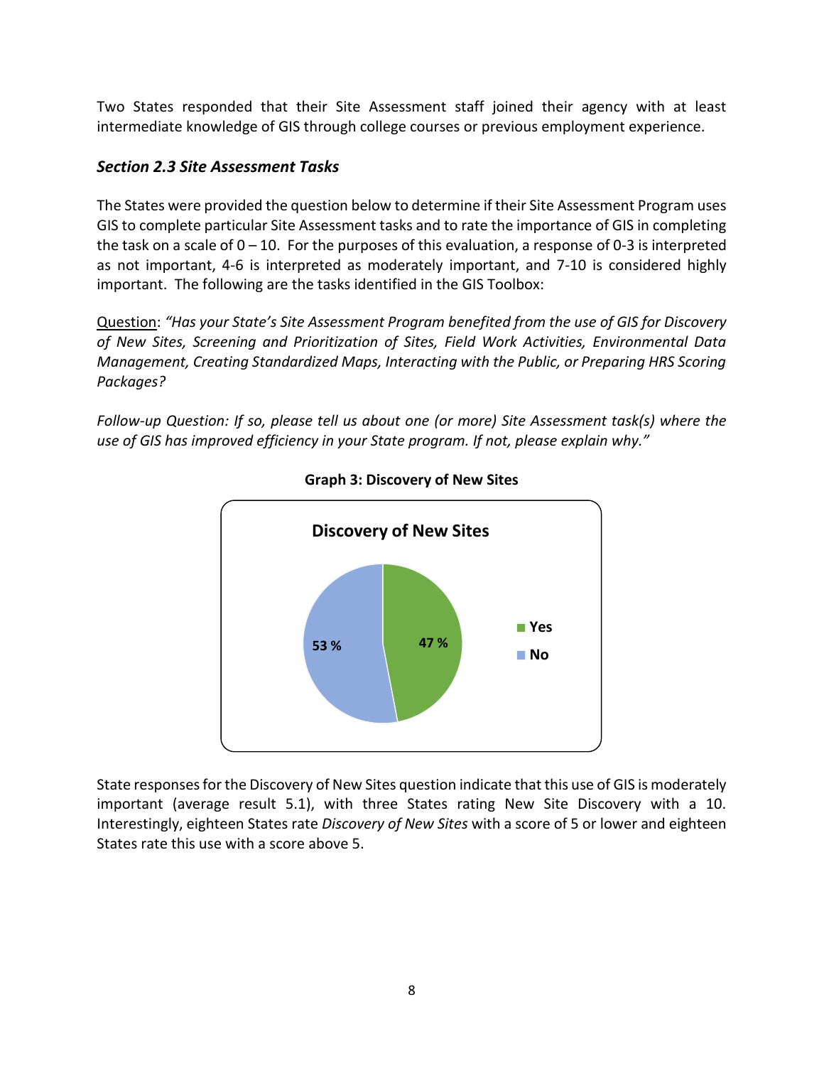Two States responded that their Site Assessment staff joined their agency with at least intermediate knowledge of GIS through college courses or previous employment experience.

### *Section 2.3 Site Assessment Tasks*

The States were provided the question below to determine if their Site Assessment Program uses GIS to complete particular Site Assessment tasks and to rate the importance of GIS in completing the task on a scale of 0 – 10. For the purposes of this evaluation, a response of 0-3 is interpreted as not important, 4-6 is interpreted as moderately important, and 7-10 is considered highly important. The following are the tasks identified in the GIS Toolbox:

Question: *"Has your State's Site Assessment Program benefited from the use of GIS for Discovery of New Sites, Screening and Prioritization of Sites, Field Work Activities, Environmental Data Management, Creating Standardized Maps, Interacting with the Public, or Preparing HRS Scoring Packages?*

*Follow-up Question: If so, please tell us about one (or more) Site Assessment task(s) where the use of GIS has improved efficiency in your State program. If not, please explain why."*

**Graph 3: Discovery of New Sites**

**Discovery of New Sites**

| Response | Percentage |
|---|---|
| Yes | 47 % |
| No | 53 % |

State responses for the Discovery of New Sites question indicate that this use of GIS is moderately important (average result 5.1), with three States rating New Site Discovery with a 10. Interestingly, eighteen States rate *Discovery of New Sites* with a score of 5 or lower and eighteen States rate this use with a score above 5.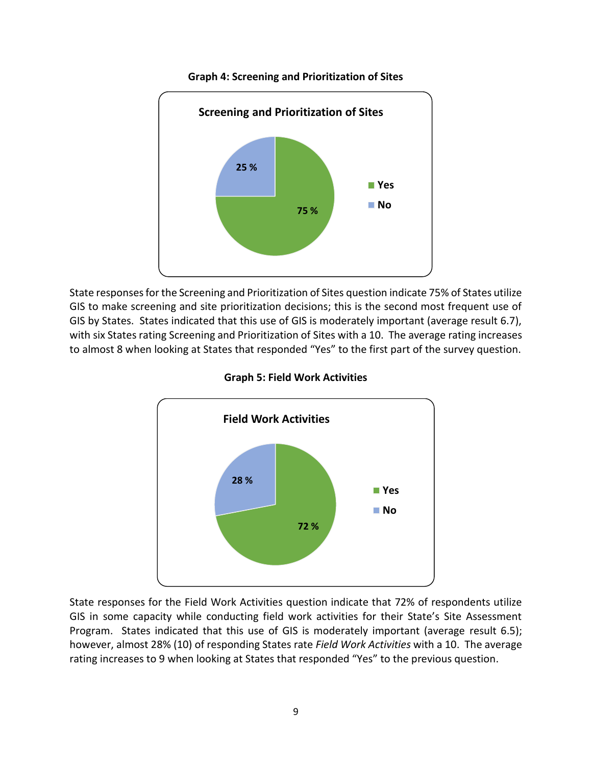**Graph 4: Screening and Prioritization of Sites**

Screening and Prioritization of Sites

- Yes: 75 %
- No: 25 %

State responses for the Screening and Prioritization of Sites question indicate 75% of States utilize GIS to make screening and site prioritization decisions; this is the second most frequent use of GIS by States. States indicated that this use of GIS is moderately important (average result 6.7), with six States rating Screening and Prioritization of Sites with a 10. The average rating increases to almost 8 when looking at States that responded "Yes" to the first part of the survey question.

**Graph 5: Field Work Activities**

Field Work Activities

- Yes: 72 %
- No: 28 %

State responses for the Field Work Activities question indicate that 72% of respondents utilize GIS in some capacity while conducting field work activities for their State's Site Assessment Program. States indicated that this use of GIS is moderately important (average result 6.5); however, almost 28% (10) of responding States rate *Field Work Activities* with a 10. The average rating increases to 9 when looking at States that responded "Yes" to the previous question.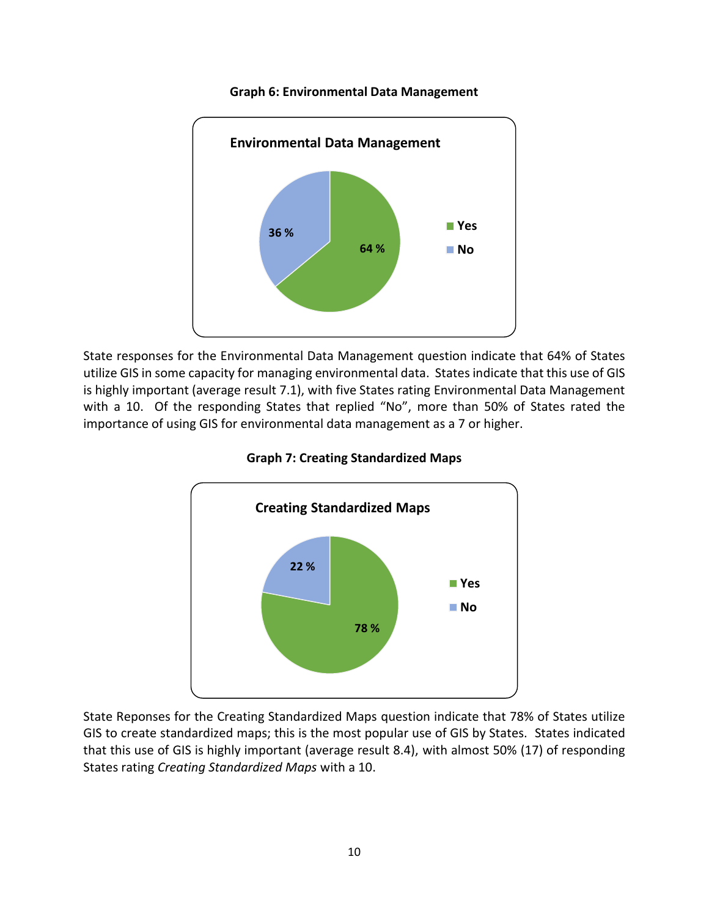**Graph 6: Environmental Data Management**

State responses for the Environmental Data Management question indicate that 64% of States utilize GIS in some capacity for managing environmental data. States indicate that this use of GIS is highly important (average result 7.1), with five States rating Environmental Data Management with a 10. Of the responding States that replied "No", more than 50% of States rated the importance of using GIS for environmental data management as a 7 or higher.

**Graph 7: Creating Standardized Maps**

State Reponses for the Creating Standardized Maps question indicate that 78% of States utilize GIS to create standardized maps; this is the most popular use of GIS by States. States indicated that this use of GIS is highly important (average result 8.4), with almost 50% (17) of responding States rating *Creating Standardized Maps* with a 10.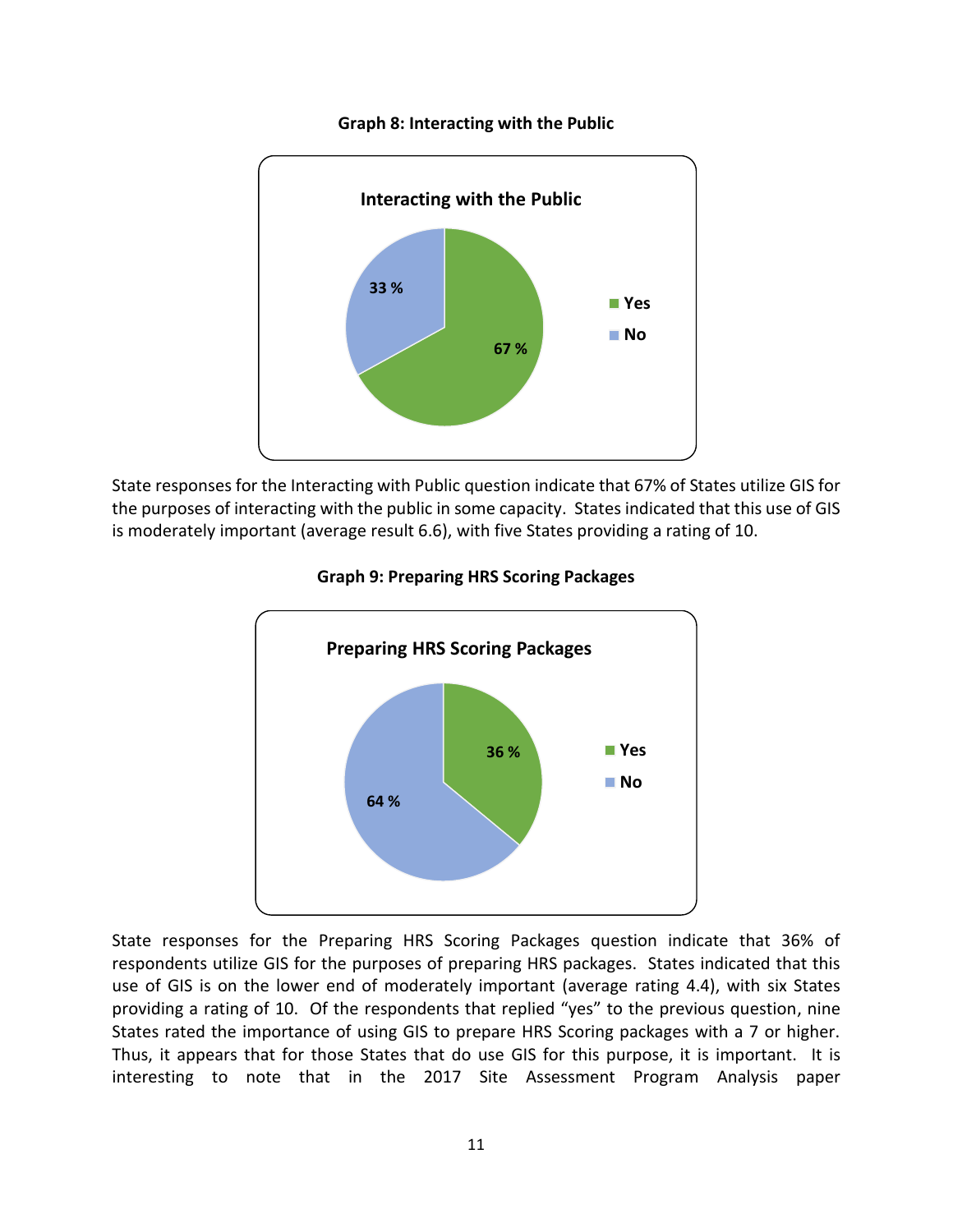**Graph 8: Interacting with the Public**

State responses for the Interacting with Public question indicate that 67% of States utilize GIS for the purposes of interacting with the public in some capacity. States indicated that this use of GIS is moderately important (average result 6.6), with five States providing a rating of 10.

**Graph 9: Preparing HRS Scoring Packages**

State responses for the Preparing HRS Scoring Packages question indicate that 36% of respondents utilize GIS for the purposes of preparing HRS packages. States indicated that this use of GIS is on the lower end of moderately important (average rating 4.4), with six States providing a rating of 10. Of the respondents that replied "yes" to the previous question, nine States rated the importance of using GIS to prepare HRS Scoring packages with a 7 or higher. Thus, it appears that for those States that do use GIS for this purpose, it is important. It is interesting to note that in the 2017 Site Assessment Program Analysis paper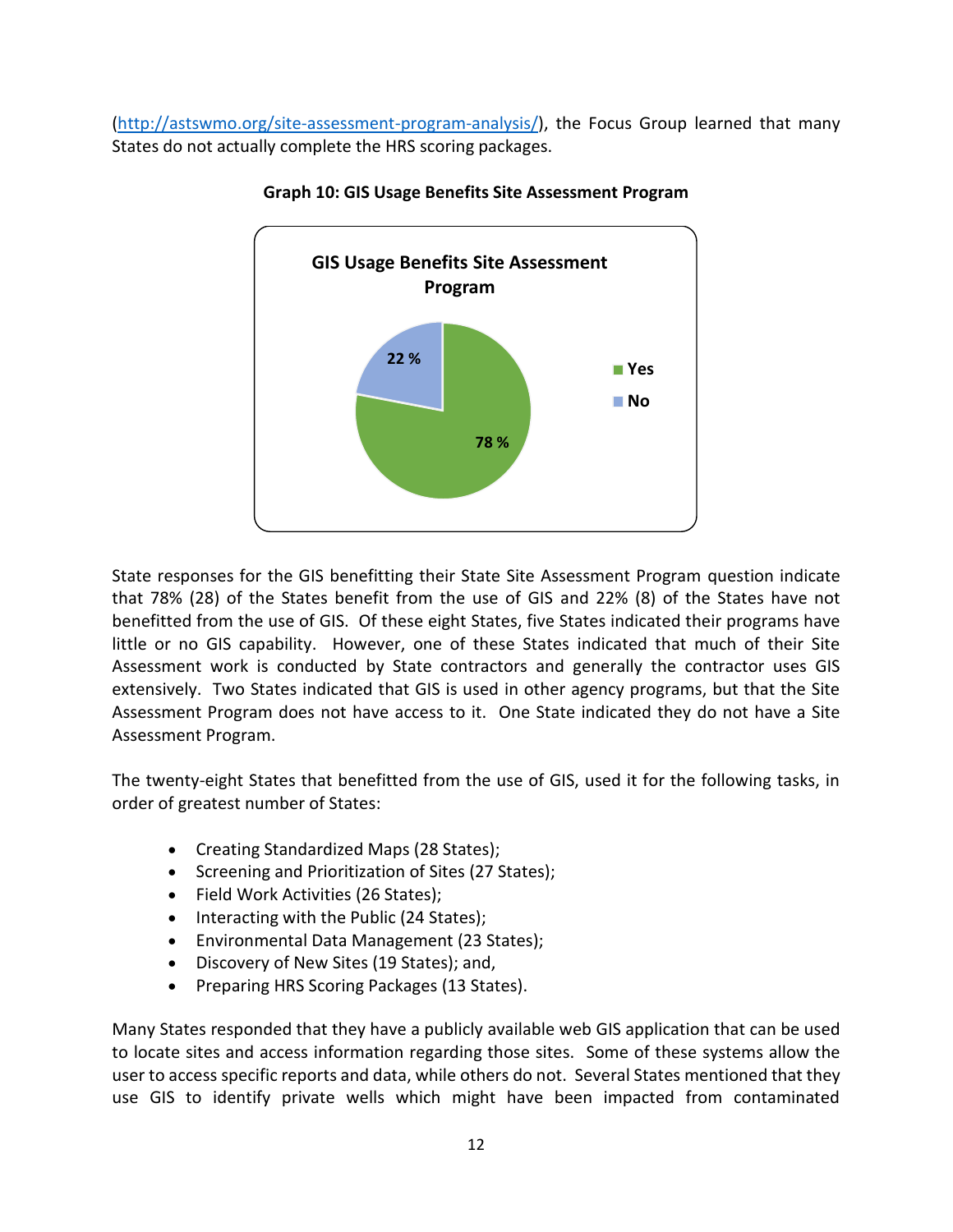(http://astswmo.org/site-assessment-program-analysis/), the Focus Group learned that many States do not actually complete the HRS scoring packages.

**Graph 10: GIS Usage Benefits Site Assessment Program**

State responses for the GIS benefitting their State Site Assessment Program question indicate that 78% (28) of the States benefit from the use of GIS and 22% (8) of the States have not benefitted from the use of GIS. Of these eight States, five States indicated their programs have little or no GIS capability. However, one of these States indicated that much of their Site Assessment work is conducted by State contractors and generally the contractor uses GIS extensively. Two States indicated that GIS is used in other agency programs, but that the Site Assessment Program does not have access to it. One State indicated they do not have a Site Assessment Program.

The twenty-eight States that benefitted from the use of GIS, used it for the following tasks, in order of greatest number of States:

- Creating Standardized Maps (28 States);
- Screening and Prioritization of Sites (27 States);
- Field Work Activities (26 States);
- Interacting with the Public (24 States);
- Environmental Data Management (23 States);
- Discovery of New Sites (19 States); and,
- Preparing HRS Scoring Packages (13 States).

Many States responded that they have a publicly available web GIS application that can be used to locate sites and access information regarding those sites. Some of these systems allow the user to access specific reports and data, while others do not. Several States mentioned that they use GIS to identify private wells which might have been impacted from contaminated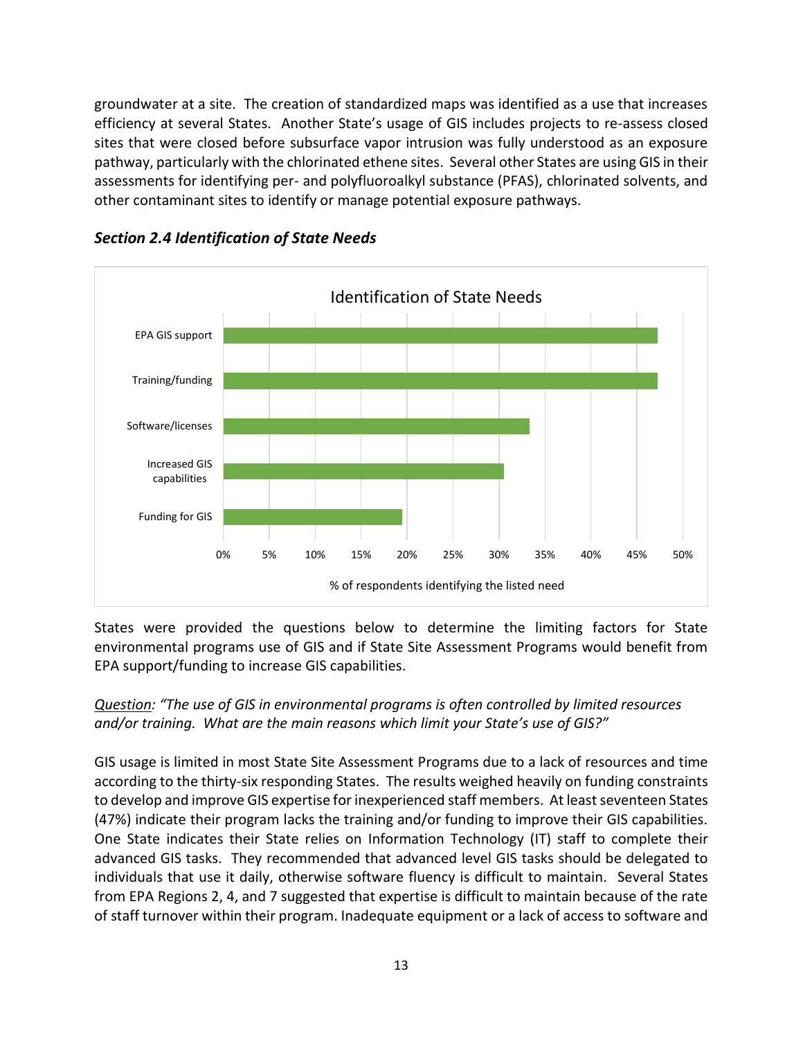groundwater at a site. The creation of standardized maps was identified as a use that increases efficiency at several States. Another State's usage of GIS includes projects to re-assess closed sites that were closed before subsurface vapor intrusion was fully understood as an exposure pathway, particularly with the chlorinated ethene sites. Several other States are using GIS in their assessments for identifying per- and polyfluoroalkyl substance (PFAS), chlorinated solvents, and other contaminant sites to identify or manage potential exposure pathways.

### *Section 2.4 Identification of State Needs*

Identification of State Needs

EPA GIS support

Training/funding

Software/licenses

Increased GIS capabilities

Funding for GIS

0% 5% 10% 15% 20% 25% 30% 35% 40% 45% 50%

% of respondents identifying the listed need

States were provided the questions below to determine the limiting factors for State environmental programs use of GIS and if State Site Assessment Programs would benefit from EPA support/funding to increase GIS capabilities.

<u>*Question*</u>*: "The use of GIS in environmental programs is often controlled by limited resources and/or training. What are the main reasons which limit your State's use of GIS?"*

GIS usage is limited in most State Site Assessment Programs due to a lack of resources and time according to the thirty-six responding States. The results weighed heavily on funding constraints to develop and improve GIS expertise for inexperienced staff members. At least seventeen States (47%) indicate their program lacks the training and/or funding to improve their GIS capabilities. One State indicates their State relies on Information Technology (IT) staff to complete their advanced GIS tasks. They recommended that advanced level GIS tasks should be delegated to individuals that use it daily, otherwise software fluency is difficult to maintain. Several States from EPA Regions 2, 4, and 7 suggested that expertise is difficult to maintain because of the rate of staff turnover within their program. Inadequate equipment or a lack of access to software and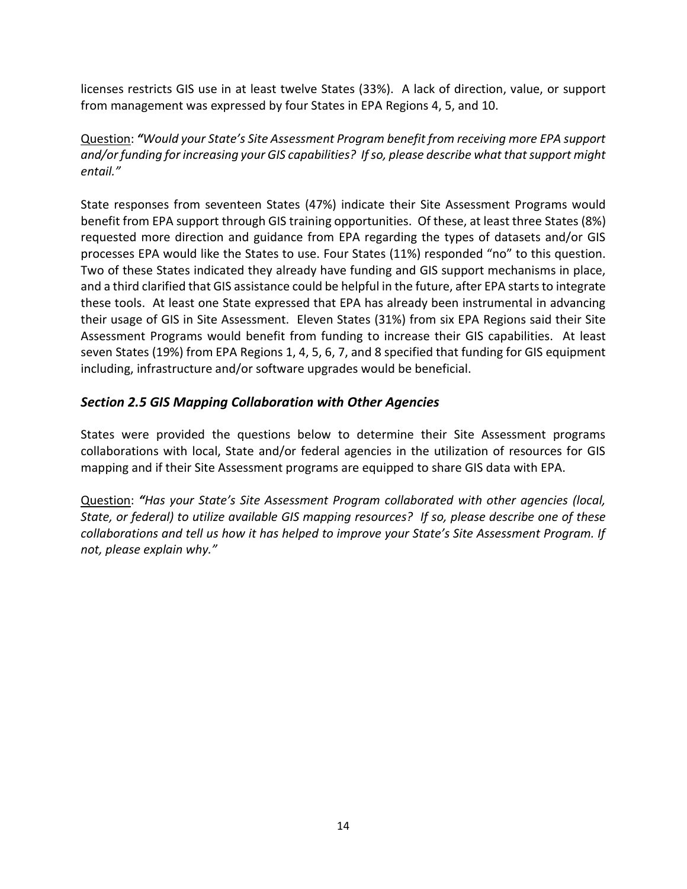licenses restricts GIS use in at least twelve States (33%). A lack of direction, value, or support from management was expressed by four States in EPA Regions 4, 5, and 10.

<u>Question</u>: ***"Would your State's Site Assessment Program benefit from receiving more EPA support and/or funding for increasing your GIS capabilities? If so, please describe what that support might entail."***

State responses from seventeen States (47%) indicate their Site Assessment Programs would benefit from EPA support through GIS training opportunities. Of these, at least three States (8%) requested more direction and guidance from EPA regarding the types of datasets and/or GIS processes EPA would like the States to use. Four States (11%) responded "no" to this question. Two of these States indicated they already have funding and GIS support mechanisms in place, and a third clarified that GIS assistance could be helpful in the future, after EPA starts to integrate these tools. At least one State expressed that EPA has already been instrumental in advancing their usage of GIS in Site Assessment. Eleven States (31%) from six EPA Regions said their Site Assessment Programs would benefit from funding to increase their GIS capabilities. At least seven States (19%) from EPA Regions 1, 4, 5, 6, 7, and 8 specified that funding for GIS equipment including, infrastructure and/or software upgrades would be beneficial.

### *Section 2.5 GIS Mapping Collaboration with Other Agencies*

States were provided the questions below to determine their Site Assessment programs collaborations with local, State and/or federal agencies in the utilization of resources for GIS mapping and if their Site Assessment programs are equipped to share GIS data with EPA.

<u>Question</u>: ***"Has your State's Site Assessment Program collaborated with other agencies (local, State, or federal) to utilize available GIS mapping resources? If so, please describe one of these collaborations and tell us how it has helped to improve your State's Site Assessment Program. If not, please explain why."***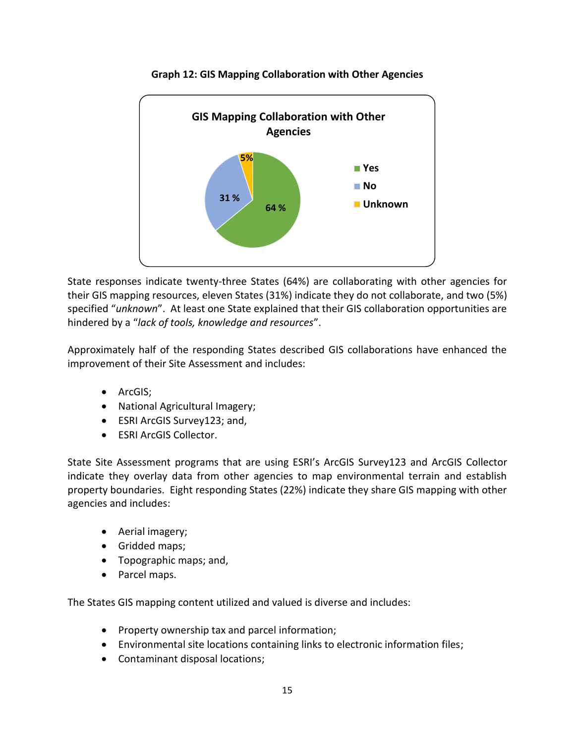**Graph 12: GIS Mapping Collaboration with Other Agencies**

State responses indicate twenty-three States (64%) are collaborating with other agencies for their GIS mapping resources, eleven States (31%) indicate they do not collaborate, and two (5%) specified "*unknown*". At least one State explained that their GIS collaboration opportunities are hindered by a "*lack of tools, knowledge and resources*".

Approximately half of the responding States described GIS collaborations have enhanced the improvement of their Site Assessment and includes:

- ArcGIS;
- National Agricultural Imagery;
- ESRI ArcGIS Survey123; and,
- ESRI ArcGIS Collector.

State Site Assessment programs that are using ESRI's ArcGIS Survey123 and ArcGIS Collector indicate they overlay data from other agencies to map environmental terrain and establish property boundaries. Eight responding States (22%) indicate they share GIS mapping with other agencies and includes:

- Aerial imagery;
- Gridded maps;
- Topographic maps; and,
- Parcel maps.

The States GIS mapping content utilized and valued is diverse and includes:

- Property ownership tax and parcel information;
- Environmental site locations containing links to electronic information files;
- Contaminant disposal locations;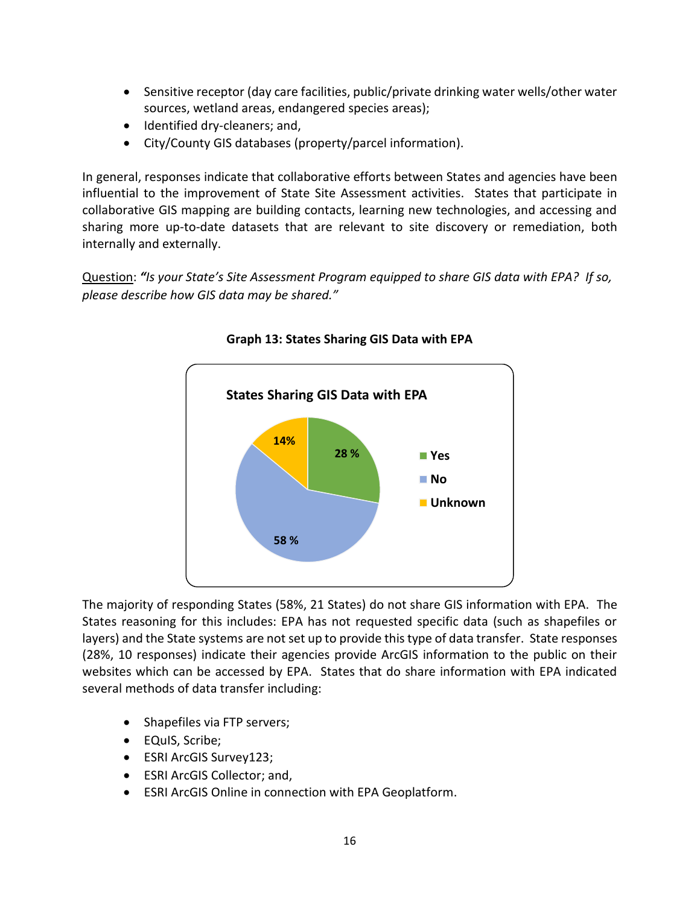- Sensitive receptor (day care facilities, public/private drinking water wells/other water sources, wetland areas, endangered species areas);
- Identified dry-cleaners; and,
- City/County GIS databases (property/parcel information).

In general, responses indicate that collaborative efforts between States and agencies have been influential to the improvement of State Site Assessment activities. States that participate in collaborative GIS mapping are building contacts, learning new technologies, and accessing and sharing more up-to-date datasets that are relevant to site discovery or remediation, both internally and externally.

Question: ***"Is your State's Site Assessment Program equipped to share GIS data with EPA? If so, please describe how GIS data may be shared."***

**Graph 13: States Sharing GIS Data with EPA**

**States Sharing GIS Data with EPA**

| Response | Percentage |
|---|---|
| Yes | 28 % |
| No | 58 % |
| Unknown | 14% |

The majority of responding States (58%, 21 States) do not share GIS information with EPA. The States reasoning for this includes: EPA has not requested specific data (such as shapefiles or layers) and the State systems are not set up to provide this type of data transfer. State responses (28%, 10 responses) indicate their agencies provide ArcGIS information to the public on their websites which can be accessed by EPA. States that do share information with EPA indicated several methods of data transfer including:

- Shapefiles via FTP servers;
- EQuIS, Scribe;
- ESRI ArcGIS Survey123;
- ESRI ArcGIS Collector; and,
- ESRI ArcGIS Online in connection with EPA Geoplatform.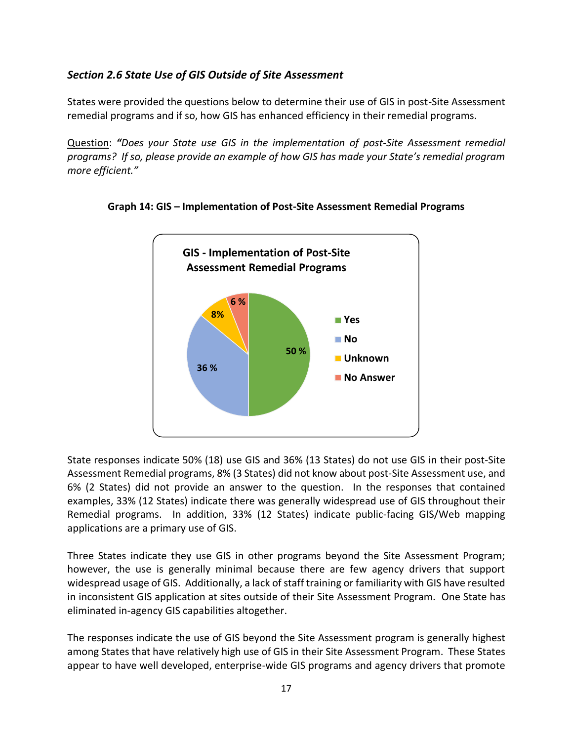### *Section 2.6 State Use of GIS Outside of Site Assessment*

States were provided the questions below to determine their use of GIS in post-Site Assessment remedial programs and if so, how GIS has enhanced efficiency in their remedial programs.

Question: ***"****Does your State use GIS in the implementation of post-Site Assessment remedial programs? If so, please provide an example of how GIS has made your State's remedial program more efficient."*

**Graph 14: GIS – Implementation of Post-Site Assessment Remedial Programs**

| GIS - Implementation of Post-Site Assessment Remedial Programs | |
|---|---|
| Yes | 50 % |
| No | 36 % |
| Unknown | 8% |
| No Answer | 6 % |

State responses indicate 50% (18) use GIS and 36% (13 States) do not use GIS in their post-Site Assessment Remedial programs, 8% (3 States) did not know about post-Site Assessment use, and 6% (2 States) did not provide an answer to the question. In the responses that contained examples, 33% (12 States) indicate there was generally widespread use of GIS throughout their Remedial programs. In addition, 33% (12 States) indicate public-facing GIS/Web mapping applications are a primary use of GIS.

Three States indicate they use GIS in other programs beyond the Site Assessment Program; however, the use is generally minimal because there are few agency drivers that support widespread usage of GIS. Additionally, a lack of staff training or familiarity with GIS have resulted in inconsistent GIS application at sites outside of their Site Assessment Program. One State has eliminated in-agency GIS capabilities altogether.

The responses indicate the use of GIS beyond the Site Assessment program is generally highest among States that have relatively high use of GIS in their Site Assessment Program. These States appear to have well developed, enterprise-wide GIS programs and agency drivers that promote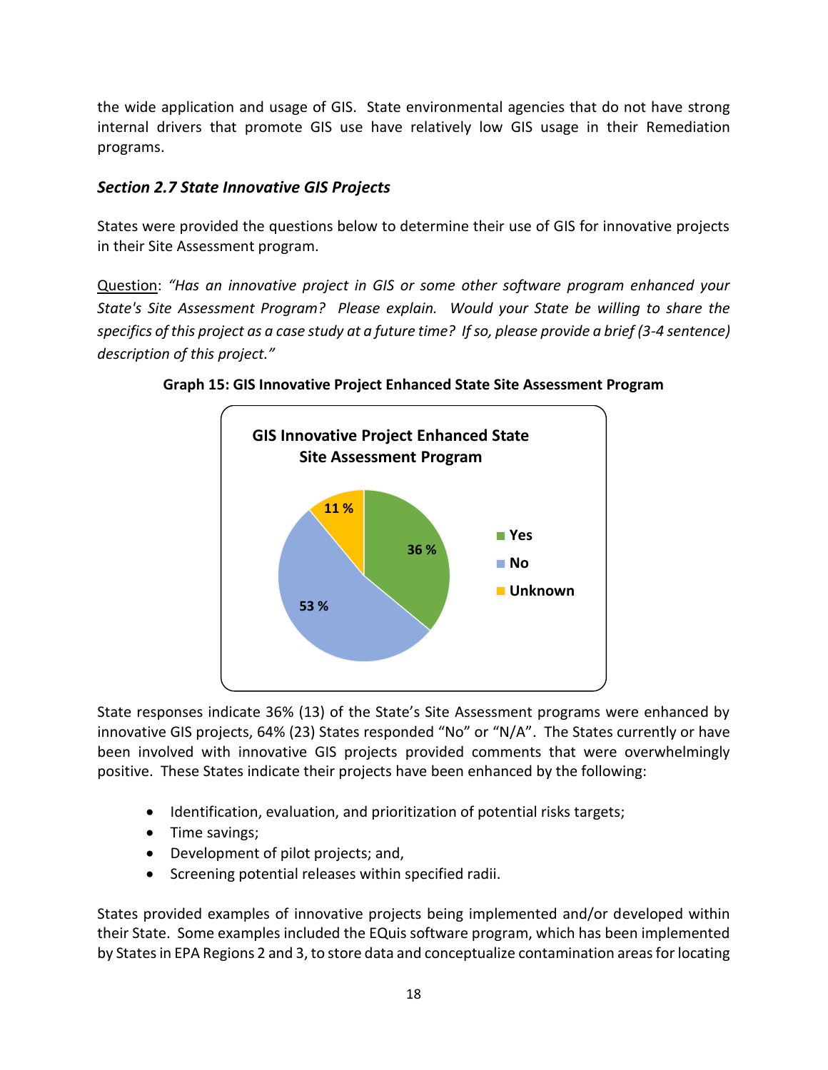the wide application and usage of GIS. State environmental agencies that do not have strong internal drivers that promote GIS use have relatively low GIS usage in their Remediation programs.

### *Section 2.7 State Innovative GIS Projects*

States were provided the questions below to determine their use of GIS for innovative projects in their Site Assessment program.

<u>Question</u>: *"Has an innovative project in GIS or some other software program enhanced your State's Site Assessment Program? Please explain. Would your State be willing to share the specifics of this project as a case study at a future time? If so, please provide a brief (3-4 sentence) description of this project."*

**Graph 15: GIS Innovative Project Enhanced State Site Assessment Program**

State responses indicate 36% (13) of the State's Site Assessment programs were enhanced by innovative GIS projects, 64% (23) States responded "No" or "N/A". The States currently or have been involved with innovative GIS projects provided comments that were overwhelmingly positive. These States indicate their projects have been enhanced by the following:

- Identification, evaluation, and prioritization of potential risks targets;
- Time savings;
- Development of pilot projects; and,
- Screening potential releases within specified radii.

States provided examples of innovative projects being implemented and/or developed within their State. Some examples included the EQuis software program, which has been implemented by States in EPA Regions 2 and 3, to store data and conceptualize contamination areas for locating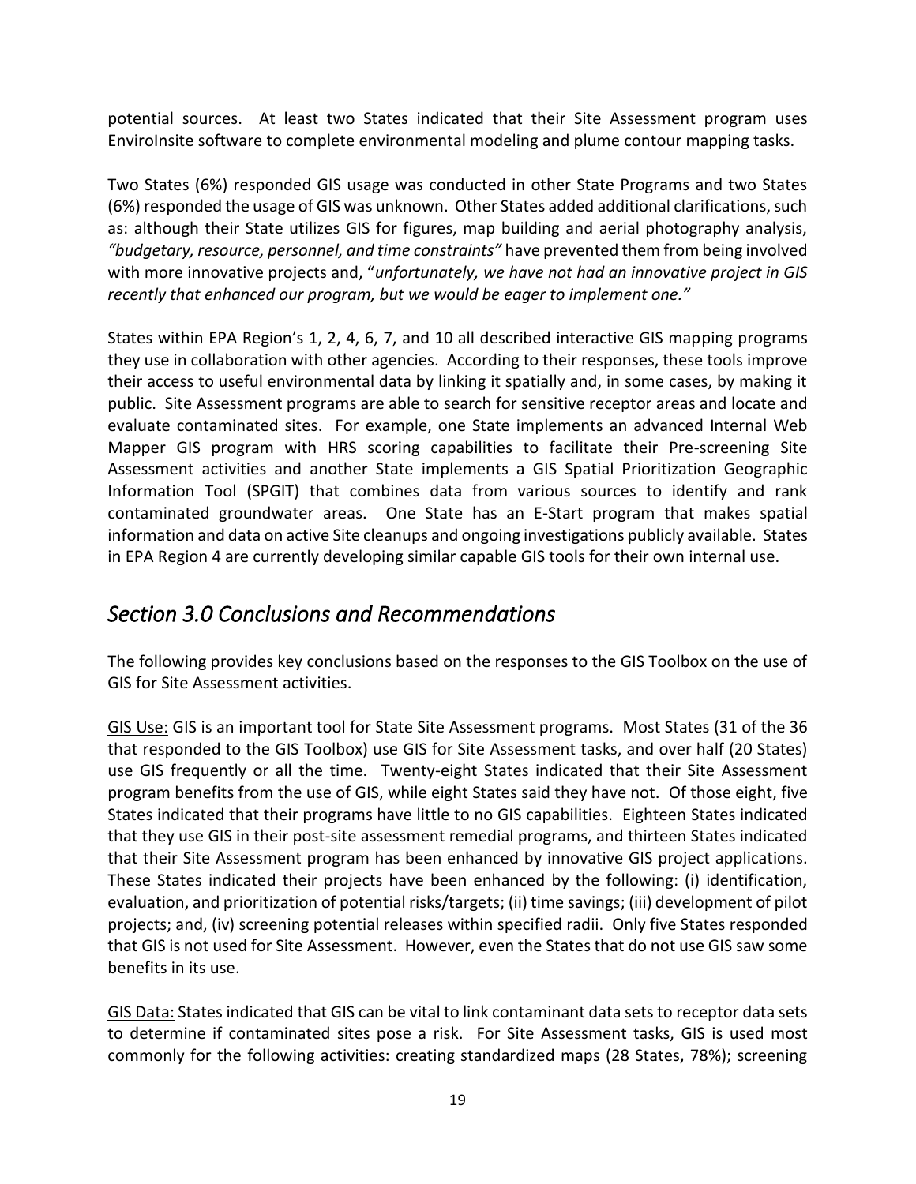potential sources. At least two States indicated that their Site Assessment program uses EnviroInsite software to complete environmental modeling and plume contour mapping tasks.

Two States (6%) responded GIS usage was conducted in other State Programs and two States (6%) responded the usage of GIS was unknown. Other States added additional clarifications, such as: although their State utilizes GIS for figures, map building and aerial photography analysis, *"budgetary, resource, personnel, and time constraints"* have prevented them from being involved with more innovative projects and, "*unfortunately, we have not had an innovative project in GIS recently that enhanced our program, but we would be eager to implement one."*

States within EPA Region's 1, 2, 4, 6, 7, and 10 all described interactive GIS mapping programs they use in collaboration with other agencies. According to their responses, these tools improve their access to useful environmental data by linking it spatially and, in some cases, by making it public. Site Assessment programs are able to search for sensitive receptor areas and locate and evaluate contaminated sites. For example, one State implements an advanced Internal Web Mapper GIS program with HRS scoring capabilities to facilitate their Pre-screening Site Assessment activities and another State implements a GIS Spatial Prioritization Geographic Information Tool (SPGIT) that combines data from various sources to identify and rank contaminated groundwater areas. One State has an E-Start program that makes spatial information and data on active Site cleanups and ongoing investigations publicly available. States in EPA Region 4 are currently developing similar capable GIS tools for their own internal use.

## *Section 3.0 Conclusions and Recommendations*

The following provides key conclusions based on the responses to the GIS Toolbox on the use of GIS for Site Assessment activities.

GIS Use: GIS is an important tool for State Site Assessment programs. Most States (31 of the 36 that responded to the GIS Toolbox) use GIS for Site Assessment tasks, and over half (20 States) use GIS frequently or all the time. Twenty-eight States indicated that their Site Assessment program benefits from the use of GIS, while eight States said they have not. Of those eight, five States indicated that their programs have little to no GIS capabilities. Eighteen States indicated that they use GIS in their post-site assessment remedial programs, and thirteen States indicated that their Site Assessment program has been enhanced by innovative GIS project applications. These States indicated their projects have been enhanced by the following: (i) identification, evaluation, and prioritization of potential risks/targets; (ii) time savings; (iii) development of pilot projects; and, (iv) screening potential releases within specified radii. Only five States responded that GIS is not used for Site Assessment. However, even the States that do not use GIS saw some benefits in its use.

GIS Data: States indicated that GIS can be vital to link contaminant data sets to receptor data sets to determine if contaminated sites pose a risk. For Site Assessment tasks, GIS is used most commonly for the following activities: creating standardized maps (28 States, 78%); screening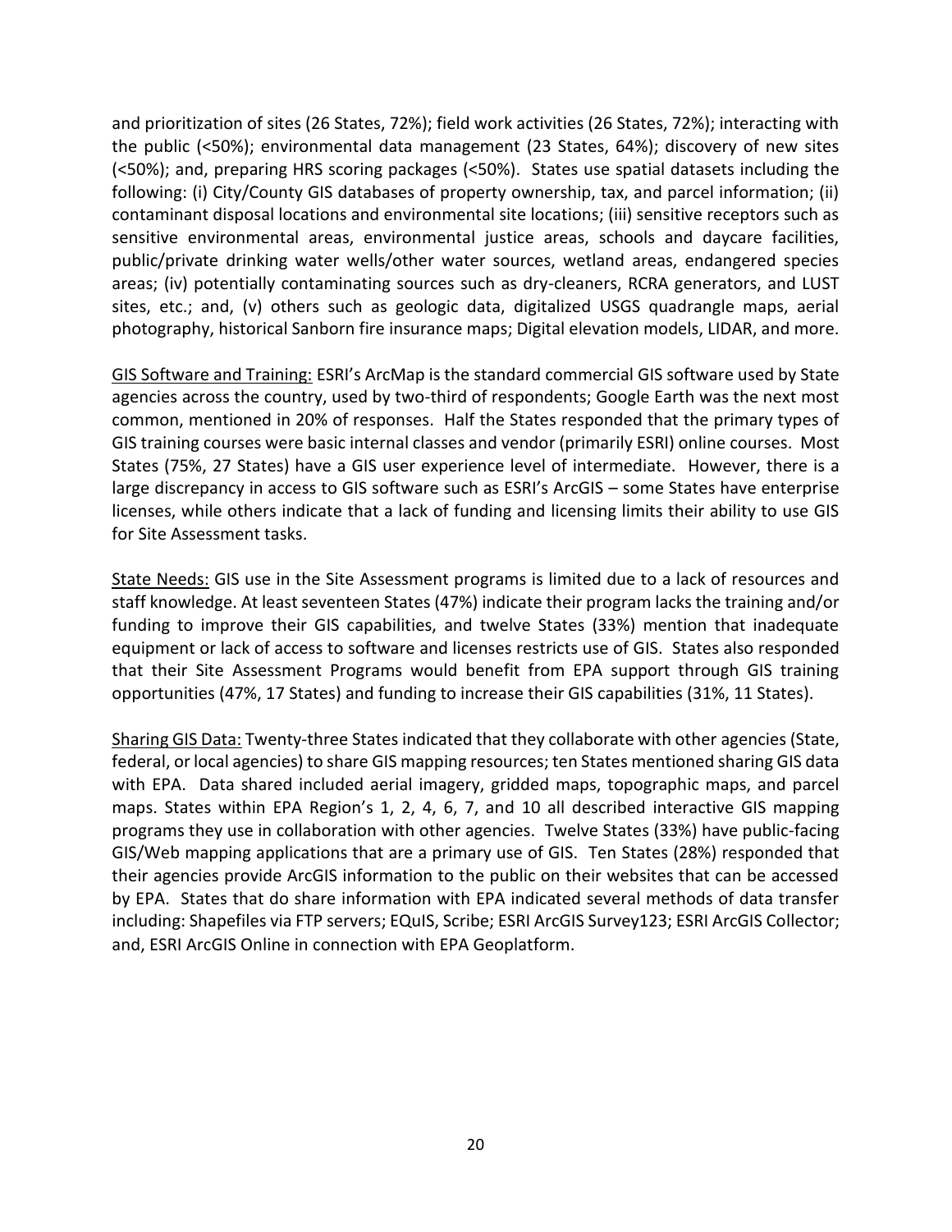and prioritization of sites (26 States, 72%); field work activities (26 States, 72%); interacting with the public (<50%); environmental data management (23 States, 64%); discovery of new sites (<50%); and, preparing HRS scoring packages (<50%). States use spatial datasets including the following: (i) City/County GIS databases of property ownership, tax, and parcel information; (ii) contaminant disposal locations and environmental site locations; (iii) sensitive receptors such as sensitive environmental areas, environmental justice areas, schools and daycare facilities, public/private drinking water wells/other water sources, wetland areas, endangered species areas; (iv) potentially contaminating sources such as dry-cleaners, RCRA generators, and LUST sites, etc.; and, (v) others such as geologic data, digitalized USGS quadrangle maps, aerial photography, historical Sanborn fire insurance maps; Digital elevation models, LIDAR, and more.

<u>GIS Software and Training:</u> ESRI's ArcMap is the standard commercial GIS software used by State agencies across the country, used by two-third of respondents; Google Earth was the next most common, mentioned in 20% of responses. Half the States responded that the primary types of GIS training courses were basic internal classes and vendor (primarily ESRI) online courses. Most States (75%, 27 States) have a GIS user experience level of intermediate. However, there is a large discrepancy in access to GIS software such as ESRI's ArcGIS – some States have enterprise licenses, while others indicate that a lack of funding and licensing limits their ability to use GIS for Site Assessment tasks.

<u>State Needs:</u> GIS use in the Site Assessment programs is limited due to a lack of resources and staff knowledge. At least seventeen States (47%) indicate their program lacks the training and/or funding to improve their GIS capabilities, and twelve States (33%) mention that inadequate equipment or lack of access to software and licenses restricts use of GIS. States also responded that their Site Assessment Programs would benefit from EPA support through GIS training opportunities (47%, 17 States) and funding to increase their GIS capabilities (31%, 11 States).

<u>Sharing GIS Data:</u> Twenty-three States indicated that they collaborate with other agencies (State, federal, or local agencies) to share GIS mapping resources; ten States mentioned sharing GIS data with EPA. Data shared included aerial imagery, gridded maps, topographic maps, and parcel maps. States within EPA Region's 1, 2, 4, 6, 7, and 10 all described interactive GIS mapping programs they use in collaboration with other agencies. Twelve States (33%) have public-facing GIS/Web mapping applications that are a primary use of GIS. Ten States (28%) responded that their agencies provide ArcGIS information to the public on their websites that can be accessed by EPA. States that do share information with EPA indicated several methods of data transfer including: Shapefiles via FTP servers; EQuIS, Scribe; ESRI ArcGIS Survey123; ESRI ArcGIS Collector; and, ESRI ArcGIS Online in connection with EPA Geoplatform.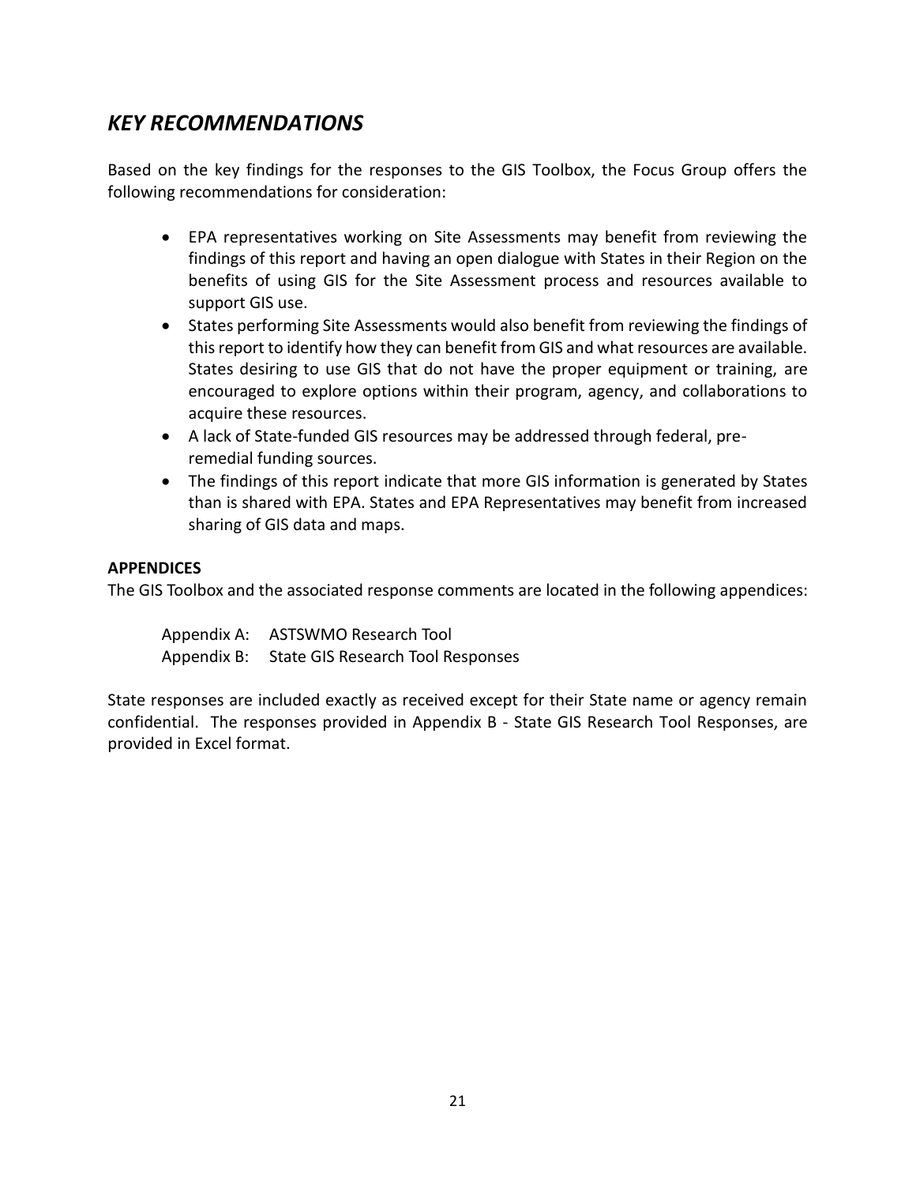## *KEY RECOMMENDATIONS*

Based on the key findings for the responses to the GIS Toolbox, the Focus Group offers the following recommendations for consideration:

- EPA representatives working on Site Assessments may benefit from reviewing the findings of this report and having an open dialogue with States in their Region on the benefits of using GIS for the Site Assessment process and resources available to support GIS use.
- States performing Site Assessments would also benefit from reviewing the findings of this report to identify how they can benefit from GIS and what resources are available. States desiring to use GIS that do not have the proper equipment or training, are encouraged to explore options within their program, agency, and collaborations to acquire these resources.
- A lack of State-funded GIS resources may be addressed through federal, pre-remedial funding sources.
- The findings of this report indicate that more GIS information is generated by States than is shared with EPA. States and EPA Representatives may benefit from increased sharing of GIS data and maps.

**APPENDICES**

The GIS Toolbox and the associated response comments are located in the following appendices:

Appendix A: ASTSWMO Research Tool
Appendix B: State GIS Research Tool Responses

State responses are included exactly as received except for their State name or agency remain confidential. The responses provided in Appendix B - State GIS Research Tool Responses, are provided in Excel format.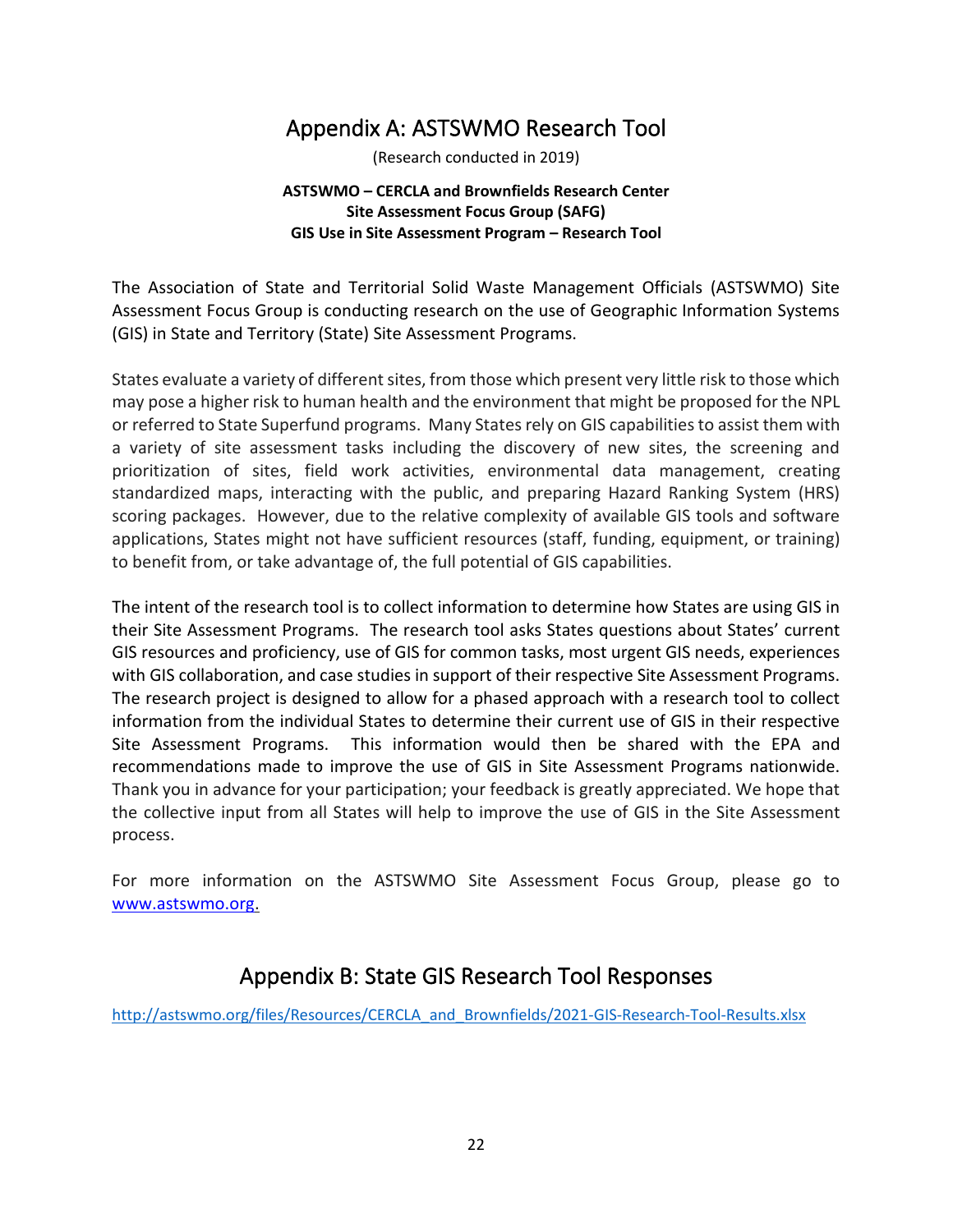# Appendix A: ASTSWMO Research Tool

(Research conducted in 2019)

**ASTSWMO – CERCLA and Brownfields Research Center**
**Site Assessment Focus Group (SAFG)**
**GIS Use in Site Assessment Program – Research Tool**

The Association of State and Territorial Solid Waste Management Officials (ASTSWMO) Site Assessment Focus Group is conducting research on the use of Geographic Information Systems (GIS) in State and Territory (State) Site Assessment Programs.

States evaluate a variety of different sites, from those which present very little risk to those which may pose a higher risk to human health and the environment that might be proposed for the NPL or referred to State Superfund programs. Many States rely on GIS capabilities to assist them with a variety of site assessment tasks including the discovery of new sites, the screening and prioritization of sites, field work activities, environmental data management, creating standardized maps, interacting with the public, and preparing Hazard Ranking System (HRS) scoring packages. However, due to the relative complexity of available GIS tools and software applications, States might not have sufficient resources (staff, funding, equipment, or training) to benefit from, or take advantage of, the full potential of GIS capabilities.

The intent of the research tool is to collect information to determine how States are using GIS in their Site Assessment Programs. The research tool asks States questions about States' current GIS resources and proficiency, use of GIS for common tasks, most urgent GIS needs, experiences with GIS collaboration, and case studies in support of their respective Site Assessment Programs. The research project is designed to allow for a phased approach with a research tool to collect information from the individual States to determine their current use of GIS in their respective Site Assessment Programs. This information would then be shared with the EPA and recommendations made to improve the use of GIS in Site Assessment Programs nationwide. Thank you in advance for your participation; your feedback is greatly appreciated. We hope that the collective input from all States will help to improve the use of GIS in the Site Assessment process.

For more information on the ASTSWMO Site Assessment Focus Group, please go to www.astswmo.org.

# Appendix B: State GIS Research Tool Responses

http://astswmo.org/files/Resources/CERCLA_and_Brownfields/2021-GIS-Research-Tool-Results.xlsx